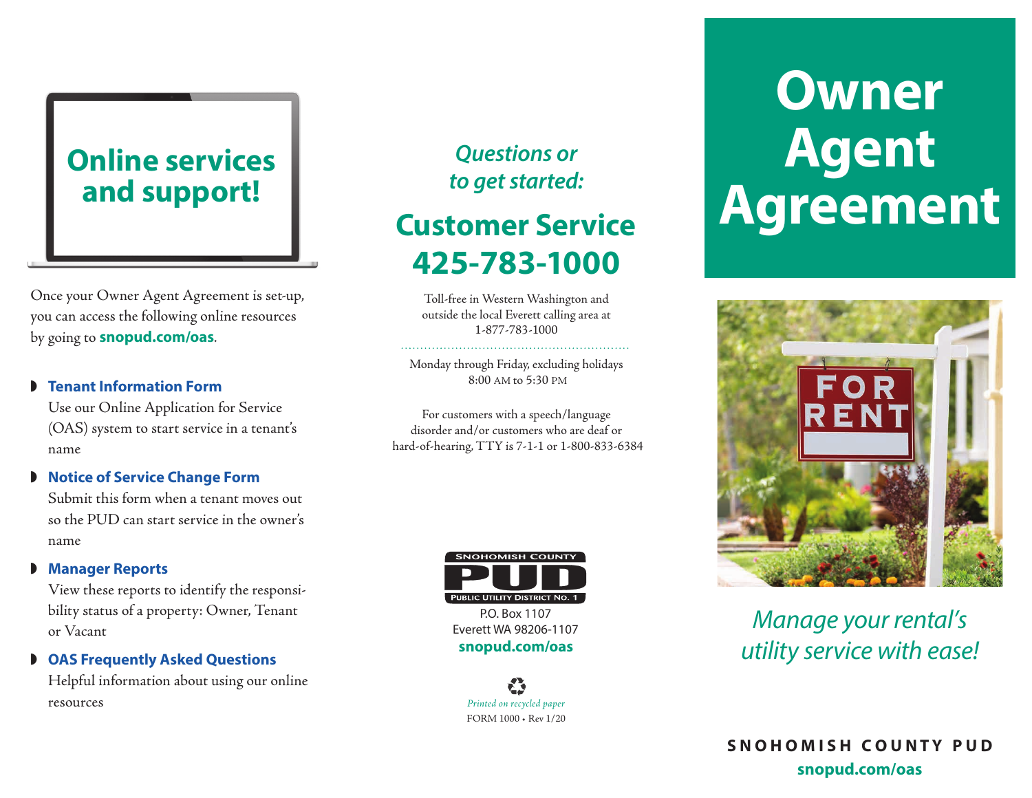# Owner Agent Agreement

*Manage your rental's utility service with ease!*

**SNOHOMISH COUNTY PUD**
**snopud.com/oas**

## Online services and support!

Once your Owner Agent Agreement is set-up, you can access the following online resources by going to **snopud.com/oas**.

- **Tenant Information Form**
  Use our Online Application for Service (OAS) system to start service in a tenant's name
- **Notice of Service Change Form**
  Submit this form when a tenant moves out so the PUD can start service in the owner's name
- **Manager Reports**
  View these reports to identify the responsibility status of a property: Owner, Tenant or Vacant
- **OAS Frequently Asked Questions**
  Helpful information about using our online resources

*Questions or to get started:*

## Customer Service 425-783-1000

Toll-free in Western Washington and outside the local Everett calling area at 1-877-783-1000

Monday through Friday, excluding holidays
8:00 AM to 5:30 PM

For customers with a speech/language disorder and/or customers who are deaf or hard-of-hearing, TTY is 7-1-1 or 1-800-833-6384

SNOHOMISH COUNTY PUD
PUBLIC UTILITY DISTRICT NO. 1

P.O. Box 1107
Everett WA 98206-1107
**snopud.com/oas**

*Printed on recycled paper*
FORM 1000 • Rev 1/20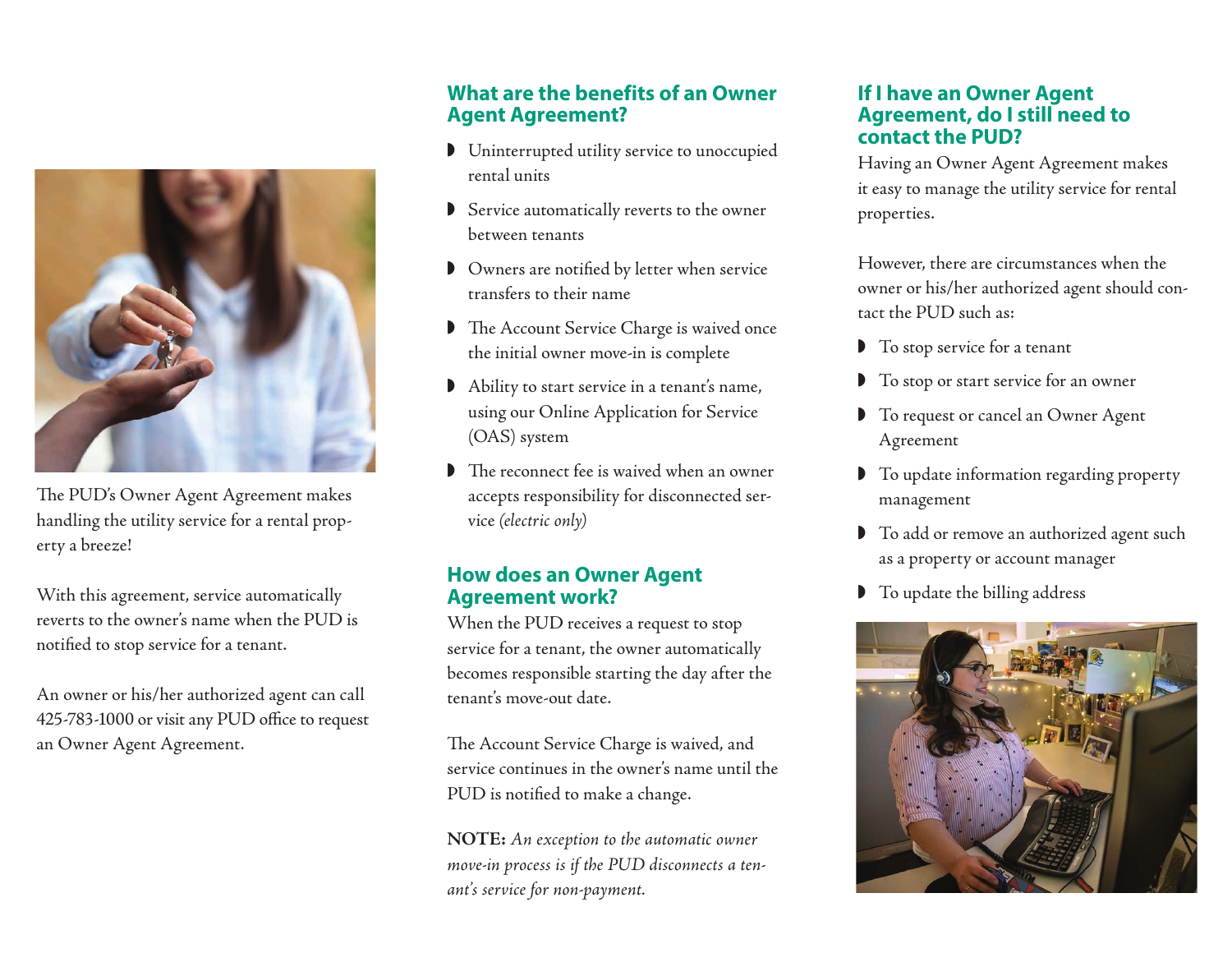The PUD's Owner Agent Agreement makes handling the utility service for a rental property a breeze!

With this agreement, service automatically reverts to the owner's name when the PUD is notified to stop service for a tenant.

An owner or his/her authorized agent can call 425-783-1000 or visit any PUD office to request an Owner Agent Agreement.

## What are the benefits of an Owner Agent Agreement?

- Uninterrupted utility service to unoccupied rental units
- Service automatically reverts to the owner between tenants
- Owners are notified by letter when service transfers to their name
- The Account Service Charge is waived once the initial owner move-in is complete
- Ability to start service in a tenant's name, using our Online Application for Service (OAS) system
- The reconnect fee is waived when an owner accepts responsibility for disconnected service *(electric only)*

## How does an Owner Agent Agreement work?

When the PUD receives a request to stop service for a tenant, the owner automatically becomes responsible starting the day after the tenant's move-out date.

The Account Service Charge is waived, and service continues in the owner's name until the PUD is notified to make a change.

**NOTE:** *An exception to the automatic owner move-in process is if the PUD disconnects a tenant's service for non-payment.*

## If I have an Owner Agent Agreement, do I still need to contact the PUD?

Having an Owner Agent Agreement makes it easy to manage the utility service for rental properties.

However, there are circumstances when the owner or his/her authorized agent should contact the PUD such as:

- To stop service for a tenant
- To stop or start service for an owner
- To request or cancel an Owner Agent Agreement
- To update information regarding property management
- To add or remove an authorized agent such as a property or account manager
- To update the billing address